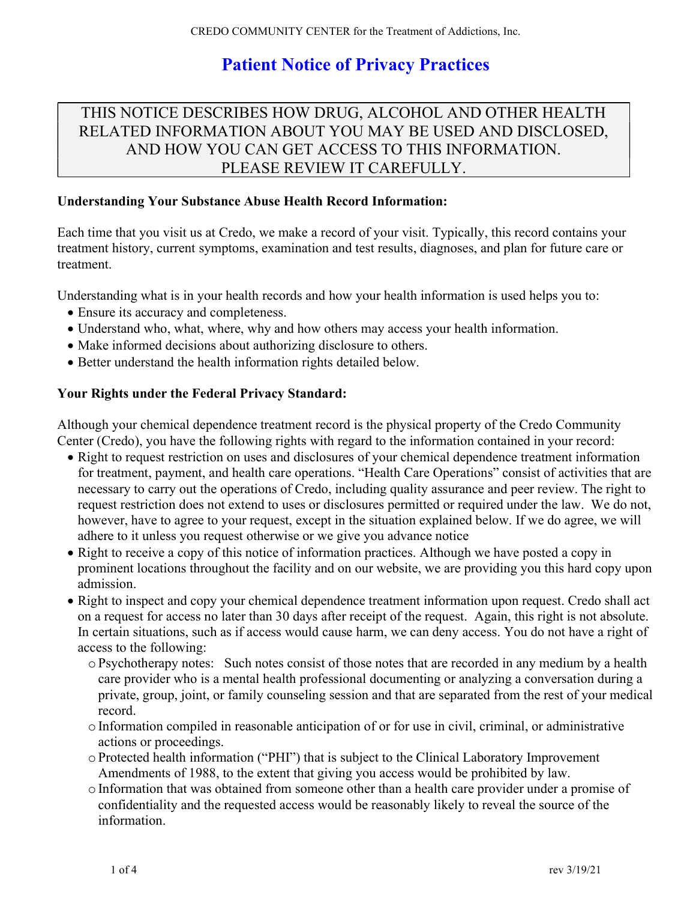# Patient Notice of Privacy Practices

THIS NOTICE DESCRIBES HOW DRUG, ALCOHOL AND OTHER HEALTH RELATED INFORMATION ABOUT YOU MAY BE USED AND DISCLOSED, AND HOW YOU CAN GET ACCESS TO THIS INFORMATION. PLEASE REVIEW IT CAREFULLY.

**Understanding Your Substance Abuse Health Record Information:**

Each time that you visit us at Credo, we make a record of your visit. Typically, this record contains your treatment history, current symptoms, examination and test results, diagnoses, and plan for future care or treatment.

Understanding what is in your health records and how your health information is used helps you to:

- Ensure its accuracy and completeness.
- Understand who, what, where, why and how others may access your health information.
- Make informed decisions about authorizing disclosure to others.
- Better understand the health information rights detailed below.

**Your Rights under the Federal Privacy Standard:**

Although your chemical dependence treatment record is the physical property of the Credo Community Center (Credo), you have the following rights with regard to the information contained in your record:

- Right to request restriction on uses and disclosures of your chemical dependence treatment information for treatment, payment, and health care operations. "Health Care Operations" consist of activities that are necessary to carry out the operations of Credo, including quality assurance and peer review. The right to request restriction does not extend to uses or disclosures permitted or required under the law. We do not, however, have to agree to your request, except in the situation explained below. If we do agree, we will adhere to it unless you request otherwise or we give you advance notice
- Right to receive a copy of this notice of information practices. Although we have posted a copy in prominent locations throughout the facility and on our website, we are providing you this hard copy upon admission.
- Right to inspect and copy your chemical dependence treatment information upon request. Credo shall act on a request for access no later than 30 days after receipt of the request. Again, this right is not absolute. In certain situations, such as if access would cause harm, we can deny access. You do not have a right of access to the following:
  - Psychotherapy notes: Such notes consist of those notes that are recorded in any medium by a health care provider who is a mental health professional documenting or analyzing a conversation during a private, group, joint, or family counseling session and that are separated from the rest of your medical record.
  - Information compiled in reasonable anticipation of or for use in civil, criminal, or administrative actions or proceedings.
  - Protected health information ("PHI") that is subject to the Clinical Laboratory Improvement Amendments of 1988, to the extent that giving you access would be prohibited by law.
  - Information that was obtained from someone other than a health care provider under a promise of confidentiality and the requested access would be reasonably likely to reveal the source of the information.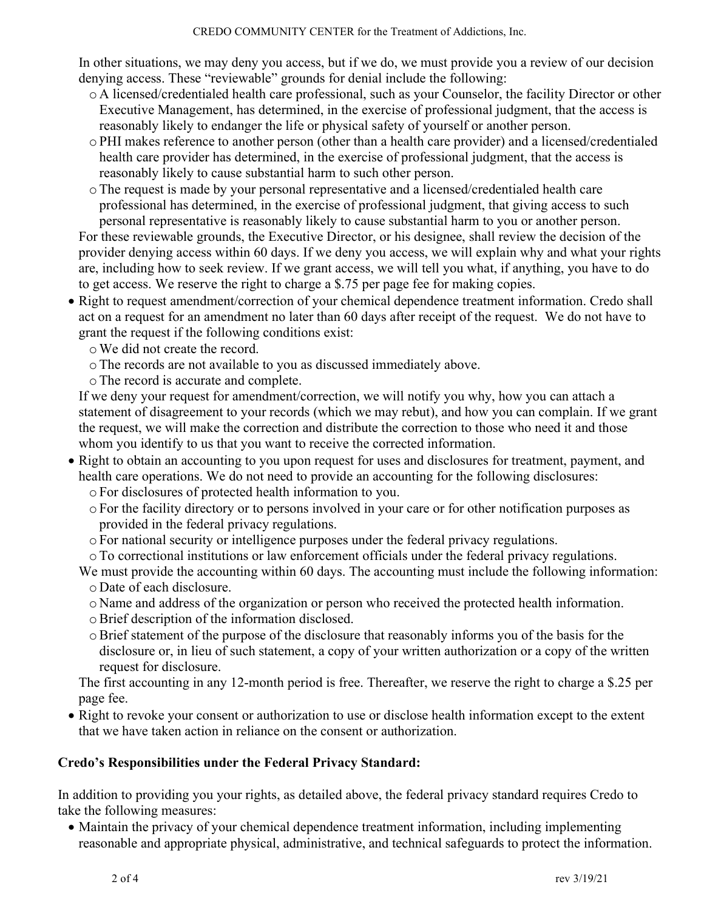In other situations, we may deny you access, but if we do, we must provide you a review of our decision denying access. These "reviewable" grounds for denial include the following:

- A licensed/credentialed health care professional, such as your Counselor, the facility Director or other Executive Management, has determined, in the exercise of professional judgment, that the access is reasonably likely to endanger the life or physical safety of yourself or another person.
- PHI makes reference to another person (other than a health care provider) and a licensed/credentialed health care provider has determined, in the exercise of professional judgment, that the access is reasonably likely to cause substantial harm to such other person.
- The request is made by your personal representative and a licensed/credentialed health care professional has determined, in the exercise of professional judgment, that giving access to such personal representative is reasonably likely to cause substantial harm to you or another person.

For these reviewable grounds, the Executive Director, or his designee, shall review the decision of the provider denying access within 60 days. If we deny you access, we will explain why and what your rights are, including how to seek review. If we grant access, we will tell you what, if anything, you have to do to get access. We reserve the right to charge a $.75 per page fee for making copies.

- Right to request amendment/correction of your chemical dependence treatment information. Credo shall act on a request for an amendment no later than 60 days after receipt of the request. We do not have to grant the request if the following conditions exist:
  - We did not create the record.
  - The records are not available to you as discussed immediately above.
  - The record is accurate and complete.

  If we deny your request for amendment/correction, we will notify you why, how you can attach a statement of disagreement to your records (which we may rebut), and how you can complain. If we grant the request, we will make the correction and distribute the correction to those who need it and those whom you identify to us that you want to receive the corrected information.
- Right to obtain an accounting to you upon request for uses and disclosures for treatment, payment, and health care operations. We do not need to provide an accounting for the following disclosures:
  - For disclosures of protected health information to you.
  - For the facility directory or to persons involved in your care or for other notification purposes as provided in the federal privacy regulations.
  - For national security or intelligence purposes under the federal privacy regulations.
  - To correctional institutions or law enforcement officials under the federal privacy regulations.

  We must provide the accounting within 60 days. The accounting must include the following information:
  - Date of each disclosure.
  - Name and address of the organization or person who received the protected health information.
  - Brief description of the information disclosed.
  - Brief statement of the purpose of the disclosure that reasonably informs you of the basis for the disclosure or, in lieu of such statement, a copy of your written authorization or a copy of the written request for disclosure.

  The first accounting in any 12-month period is free. Thereafter, we reserve the right to charge a $.25 per page fee.
- Right to revoke your consent or authorization to use or disclose health information except to the extent that we have taken action in reliance on the consent or authorization.

**Credo's Responsibilities under the Federal Privacy Standard:**

In addition to providing you your rights, as detailed above, the federal privacy standard requires Credo to take the following measures:

- Maintain the privacy of your chemical dependence treatment information, including implementing reasonable and appropriate physical, administrative, and technical safeguards to protect the information.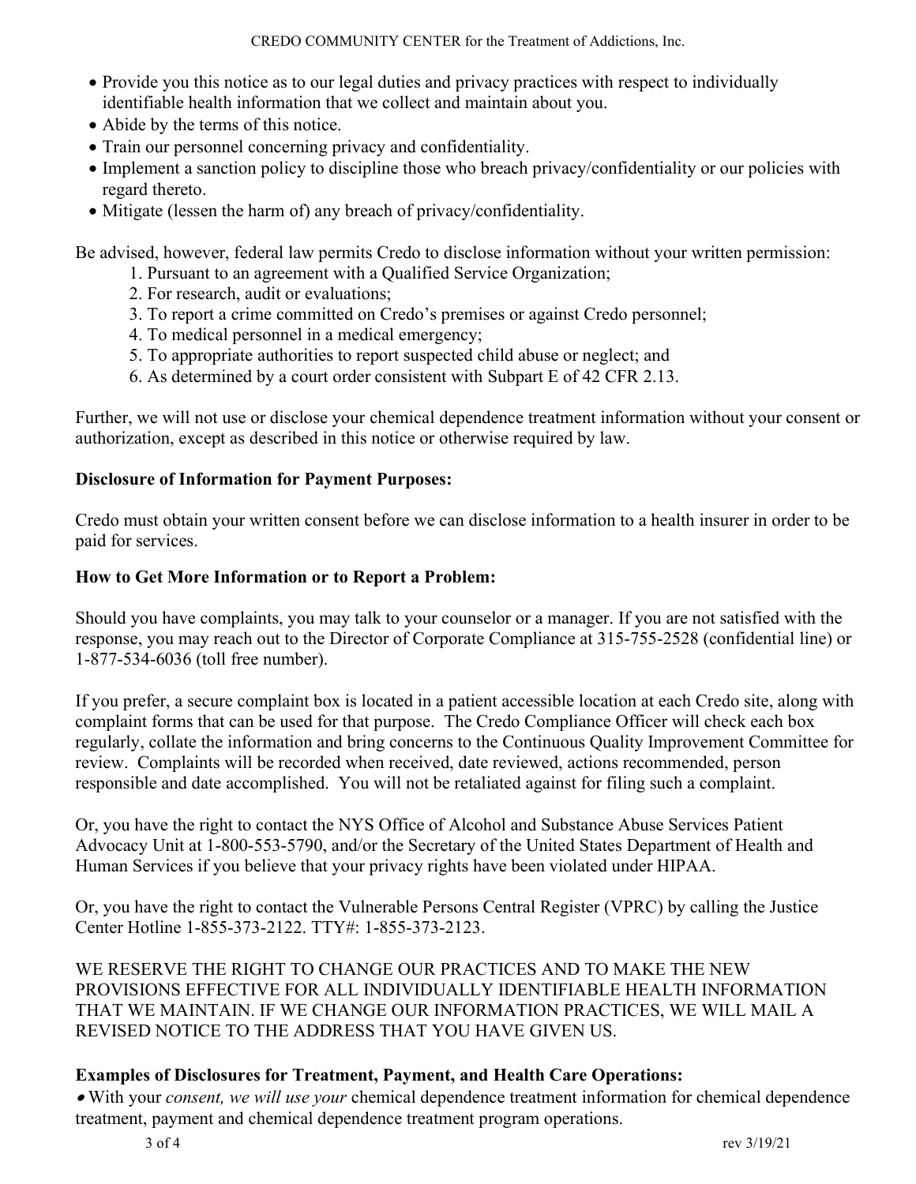- Provide you this notice as to our legal duties and privacy practices with respect to individually identifiable health information that we collect and maintain about you.
- Abide by the terms of this notice.
- Train our personnel concerning privacy and confidentiality.
- Implement a sanction policy to discipline those who breach privacy/confidentiality or our policies with regard thereto.
- Mitigate (lessen the harm of) any breach of privacy/confidentiality.

Be advised, however, federal law permits Credo to disclose information without your written permission:

1. Pursuant to an agreement with a Qualified Service Organization;
2. For research, audit or evaluations;
3. To report a crime committed on Credo's premises or against Credo personnel;
4. To medical personnel in a medical emergency;
5. To appropriate authorities to report suspected child abuse or neglect; and
6. As determined by a court order consistent with Subpart E of 42 CFR 2.13.

Further, we will not use or disclose your chemical dependence treatment information without your consent or authorization, except as described in this notice or otherwise required by law.

**Disclosure of Information for Payment Purposes:**

Credo must obtain your written consent before we can disclose information to a health insurer in order to be paid for services.

**How to Get More Information or to Report a Problem:**

Should you have complaints, you may talk to your counselor or a manager. If you are not satisfied with the response, you may reach out to the Director of Corporate Compliance at 315-755-2528 (confidential line) or 1-877-534-6036 (toll free number).

If you prefer, a secure complaint box is located in a patient accessible location at each Credo site, along with complaint forms that can be used for that purpose. The Credo Compliance Officer will check each box regularly, collate the information and bring concerns to the Continuous Quality Improvement Committee for review. Complaints will be recorded when received, date reviewed, actions recommended, person responsible and date accomplished. You will not be retaliated against for filing such a complaint.

Or, you have the right to contact the NYS Office of Alcohol and Substance Abuse Services Patient Advocacy Unit at 1-800-553-5790, and/or the Secretary of the United States Department of Health and Human Services if you believe that your privacy rights have been violated under HIPAA.

Or, you have the right to contact the Vulnerable Persons Central Register (VPRC) by calling the Justice Center Hotline 1-855-373-2122. TTY#: 1-855-373-2123.

WE RESERVE THE RIGHT TO CHANGE OUR PRACTICES AND TO MAKE THE NEW PROVISIONS EFFECTIVE FOR ALL INDIVIDUALLY IDENTIFIABLE HEALTH INFORMATION THAT WE MAINTAIN. IF WE CHANGE OUR INFORMATION PRACTICES, WE WILL MAIL A REVISED NOTICE TO THE ADDRESS THAT YOU HAVE GIVEN US.

**Examples of Disclosures for Treatment, Payment, and Health Care Operations:**

- With your *consent, we will use your* chemical dependence treatment information for chemical dependence treatment, payment and chemical dependence treatment program operations.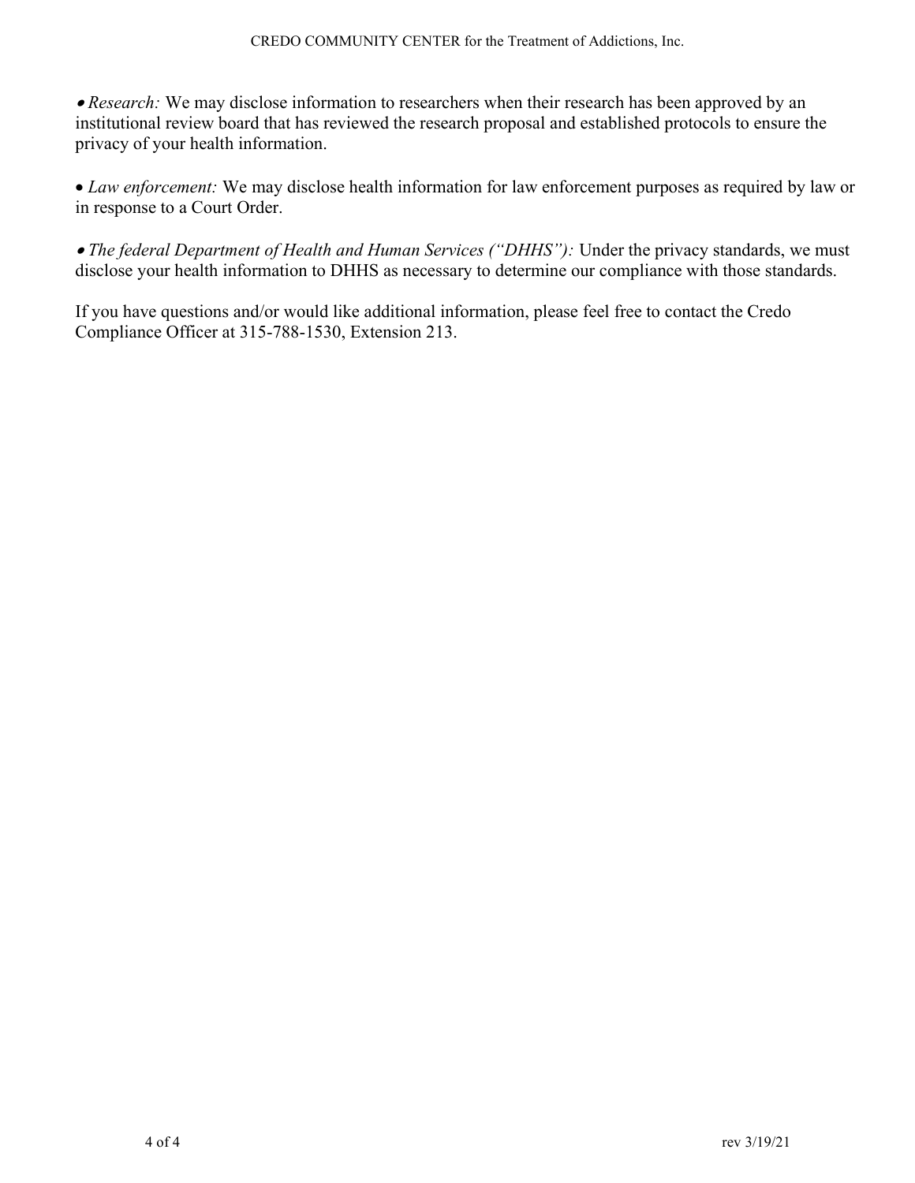- *Research:* We may disclose information to researchers when their research has been approved by an institutional review board that has reviewed the research proposal and established protocols to ensure the privacy of your health information.

- *Law enforcement:* We may disclose health information for law enforcement purposes as required by law or in response to a Court Order.

- *The federal Department of Health and Human Services ("DHHS"):* Under the privacy standards, we must disclose your health information to DHHS as necessary to determine our compliance with those standards.

If you have questions and/or would like additional information, please feel free to contact the Credo Compliance Officer at 315-788-1530, Extension 213.